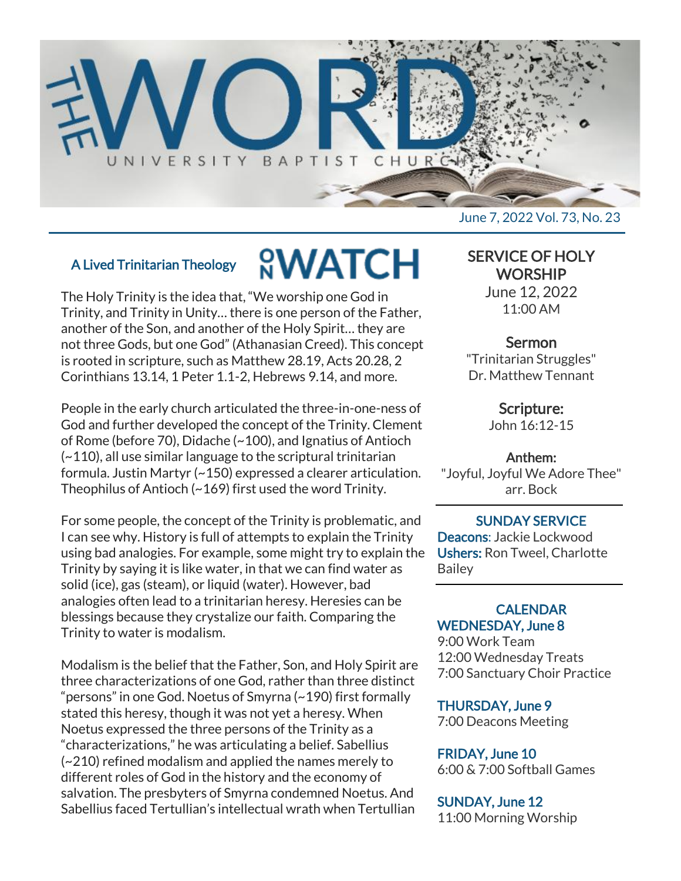# THE WORD

UNIVERSITY BAPTIST CHURCH

June 7, 2022 Vol. 73, No. 23

## ON WATCH

### A Lived Trinitarian Theology

The Holy Trinity is the idea that, "We worship one God in Trinity, and Trinity in Unity… there is one person of the Father, another of the Son, and another of the Holy Spirit… they are not three Gods, but one God" (Athanasian Creed). This concept is rooted in scripture, such as Matthew 28.19, Acts 20.28, 2 Corinthians 13.14, 1 Peter 1.1-2, Hebrews 9.14, and more.

People in the early church articulated the three-in-one-ness of God and further developed the concept of the Trinity. Clement of Rome (before 70), Didache (~100), and Ignatius of Antioch (~110), all use similar language to the scriptural trinitarian formula. Justin Martyr (~150) expressed a clearer articulation. Theophilus of Antioch (~169) first used the word Trinity.

For some people, the concept of the Trinity is problematic, and I can see why. History is full of attempts to explain the Trinity using bad analogies. For example, some might try to explain the Trinity by saying it is like water, in that we can find water as solid (ice), gas (steam), or liquid (water). However, bad analogies often lead to a trinitarian heresy. Heresies can be blessings because they crystalize our faith. Comparing the Trinity to water is modalism.

Modalism is the belief that the Father, Son, and Holy Spirit are three characterizations of one God, rather than three distinct "persons" in one God. Noetus of Smyrna (~190) first formally stated this heresy, though it was not yet a heresy. When Noetus expressed the three persons of the Trinity as a "characterizations," he was articulating a belief. Sabellius (~210) refined modalism and applied the names merely to different roles of God in the history and the economy of salvation. The presbyters of Smyrna condemned Noetus. And Sabellius faced Tertullian's intellectual wrath when Tertullian

## SERVICE OF HOLY WORSHIP

June 12, 2022
11:00 AM

**Sermon**
"Trinitarian Struggles"
Dr. Matthew Tennant

**Scripture:**
John 16:12-15

**Anthem:**
"Joyful, Joyful We Adore Thee"
arr. Bock

## SUNDAY SERVICE

**Deacons**: Jackie Lockwood
**Ushers:** Ron Tweel, Charlotte Bailey

## CALENDAR

**WEDNESDAY, June 8**
9:00 Work Team
12:00 Wednesday Treats
7:00 Sanctuary Choir Practice

**THURSDAY, June 9**
7:00 Deacons Meeting

**FRIDAY, June 10**
6:00 & 7:00 Softball Games

**SUNDAY, June 12**
11:00 Morning Worship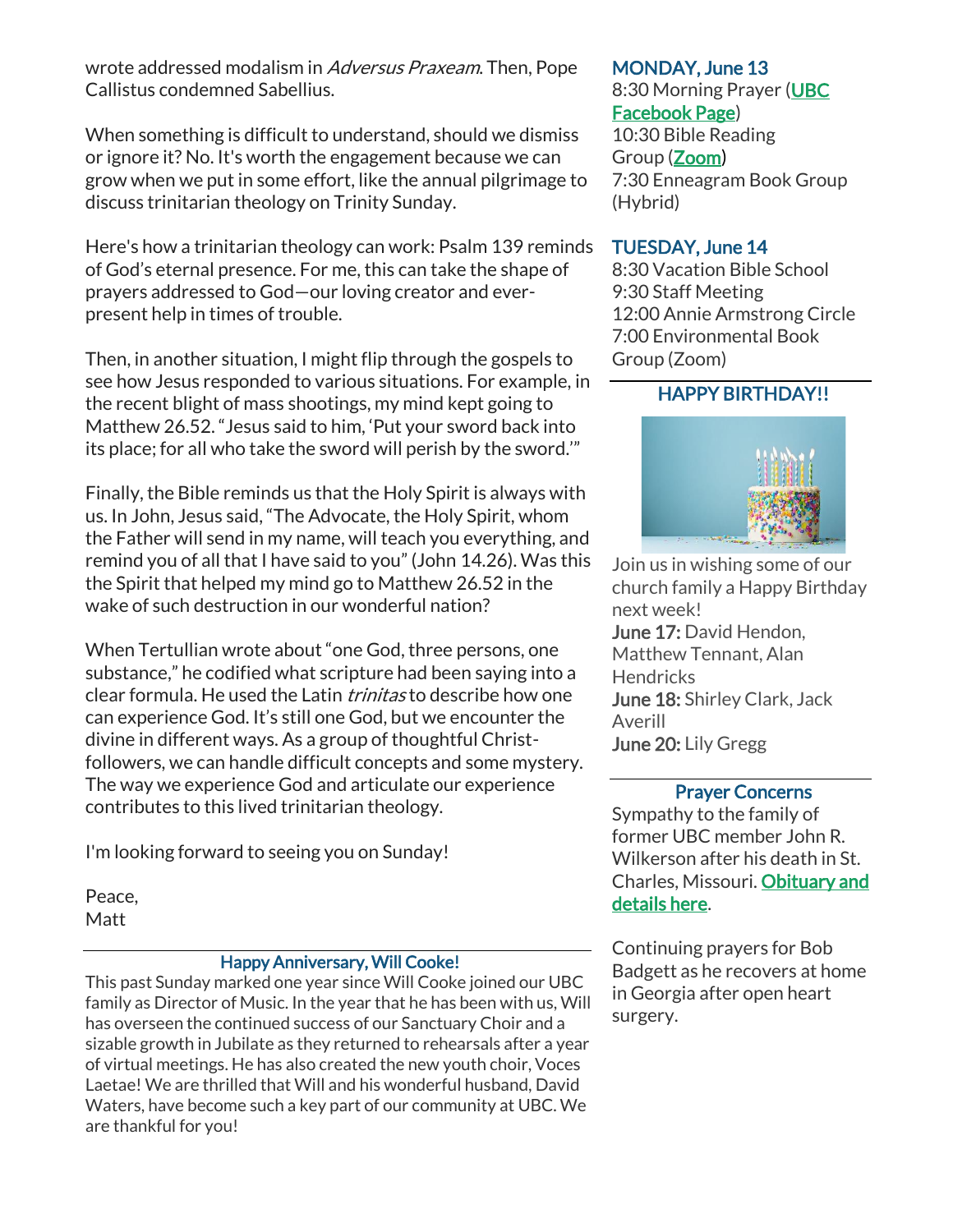wrote addressed modalism in *Adversus Praxeam*. Then, Pope Callistus condemned Sabellius.

When something is difficult to understand, should we dismiss or ignore it? No. It's worth the engagement because we can grow when we put in some effort, like the annual pilgrimage to discuss trinitarian theology on Trinity Sunday.

Here's how a trinitarian theology can work: Psalm 139 reminds of God's eternal presence. For me, this can take the shape of prayers addressed to God—our loving creator and ever-present help in times of trouble.

Then, in another situation, I might flip through the gospels to see how Jesus responded to various situations. For example, in the recent blight of mass shootings, my mind kept going to Matthew 26.52. "Jesus said to him, 'Put your sword back into its place; for all who take the sword will perish by the sword.'"

Finally, the Bible reminds us that the Holy Spirit is always with us. In John, Jesus said, "The Advocate, the Holy Spirit, whom the Father will send in my name, will teach you everything, and remind you of all that I have said to you" (John 14.26). Was this the Spirit that helped my mind go to Matthew 26.52 in the wake of such destruction in our wonderful nation?

When Tertullian wrote about "one God, three persons, one substance," he codified what scripture had been saying into a clear formula. He used the Latin *trinitas* to describe how one can experience God. It's still one God, but we encounter the divine in different ways. As a group of thoughtful Christ-followers, we can handle difficult concepts and some mystery. The way we experience God and articulate our experience contributes to this lived trinitarian theology.

I'm looking forward to seeing you on Sunday!

Peace,
Matt

## Happy Anniversary, Will Cooke!

This past Sunday marked one year since Will Cooke joined our UBC family as Director of Music. In the year that he has been with us, Will has overseen the continued success of our Sanctuary Choir and a sizable growth in Jubilate as they returned to rehearsals after a year of virtual meetings. He has also created the new youth choir, Voces Laetae! We are thrilled that Will and his wonderful husband, David Waters, have become such a key part of our community at UBC. We are thankful for you!

## MONDAY, June 13

8:30 Morning Prayer ([UBC Facebook Page](#))
10:30 Bible Reading Group ([Zoom](#))
7:30 Enneagram Book Group (Hybrid)

## TUESDAY, June 14

8:30 Vacation Bible School
9:30 Staff Meeting
12:00 Annie Armstrong Circle
7:00 Environmental Book Group (Zoom)

## HAPPY BIRTHDAY!!

Join us in wishing some of our church family a Happy Birthday next week!

**June 17:** David Hendon, Matthew Tennant, Alan Hendricks
**June 18:** Shirley Clark, Jack Averill
**June 20:** Lily Gregg

## Prayer Concerns

Sympathy to the family of former UBC member John R. Wilkerson after his death in St. Charles, Missouri. [Obituary and details here](#).

Continuing prayers for Bob Badgett as he recovers at home in Georgia after open heart surgery.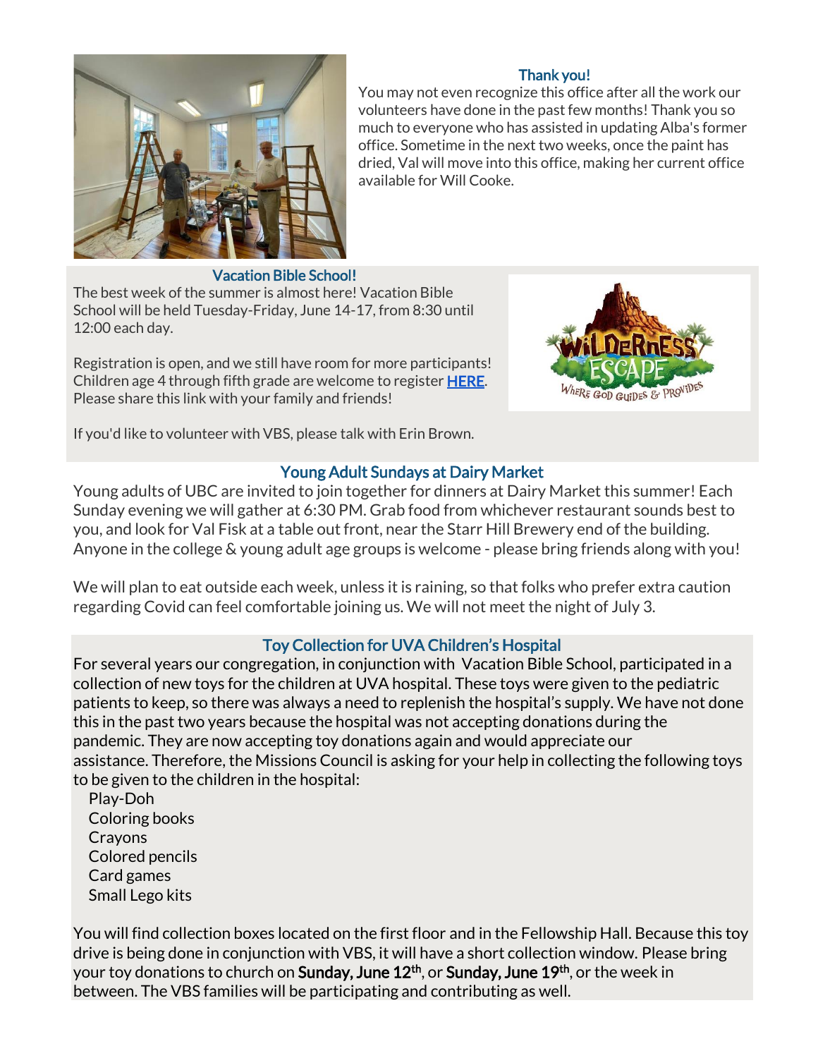## Thank you!

You may not even recognize this office after all the work our volunteers have done in the past few months! Thank you so much to everyone who has assisted in updating Alba's former office. Sometime in the next two weeks, once the paint has dried, Val will move into this office, making her current office available for Will Cooke.

## Vacation Bible School!

The best week of the summer is almost here! Vacation Bible School will be held Tuesday-Friday, June 14-17, from 8:30 until 12:00 each day.

Registration is open, and we still have room for more participants! Children age 4 through fifth grade are welcome to register **HERE**. Please share this link with your family and friends!

If you'd like to volunteer with VBS, please talk with Erin Brown.

## Young Adult Sundays at Dairy Market

Young adults of UBC are invited to join together for dinners at Dairy Market this summer! Each Sunday evening we will gather at 6:30 PM. Grab food from whichever restaurant sounds best to you, and look for Val Fisk at a table out front, near the Starr Hill Brewery end of the building. Anyone in the college & young adult age groups is welcome - please bring friends along with you!

We will plan to eat outside each week, unless it is raining, so that folks who prefer extra caution regarding Covid can feel comfortable joining us. We will not meet the night of July 3.

## Toy Collection for UVA Children's Hospital

For several years our congregation, in conjunction with Vacation Bible School, participated in a collection of new toys for the children at UVA hospital. These toys were given to the pediatric patients to keep, so there was always a need to replenish the hospital's supply. We have not done this in the past two years because the hospital was not accepting donations during the pandemic. They are now accepting toy donations again and would appreciate our assistance. Therefore, the Missions Council is asking for your help in collecting the following toys to be given to the children in the hospital:

- Play-Doh
- Coloring books
- Crayons
- Colored pencils
- Card games
- Small Lego kits

You will find collection boxes located on the first floor and in the Fellowship Hall. Because this toy drive is being done in conjunction with VBS, it will have a short collection window. Please bring your toy donations to church on **Sunday, June 12th**, or **Sunday, June 19th**, or the week in between. The VBS families will be participating and contributing as well.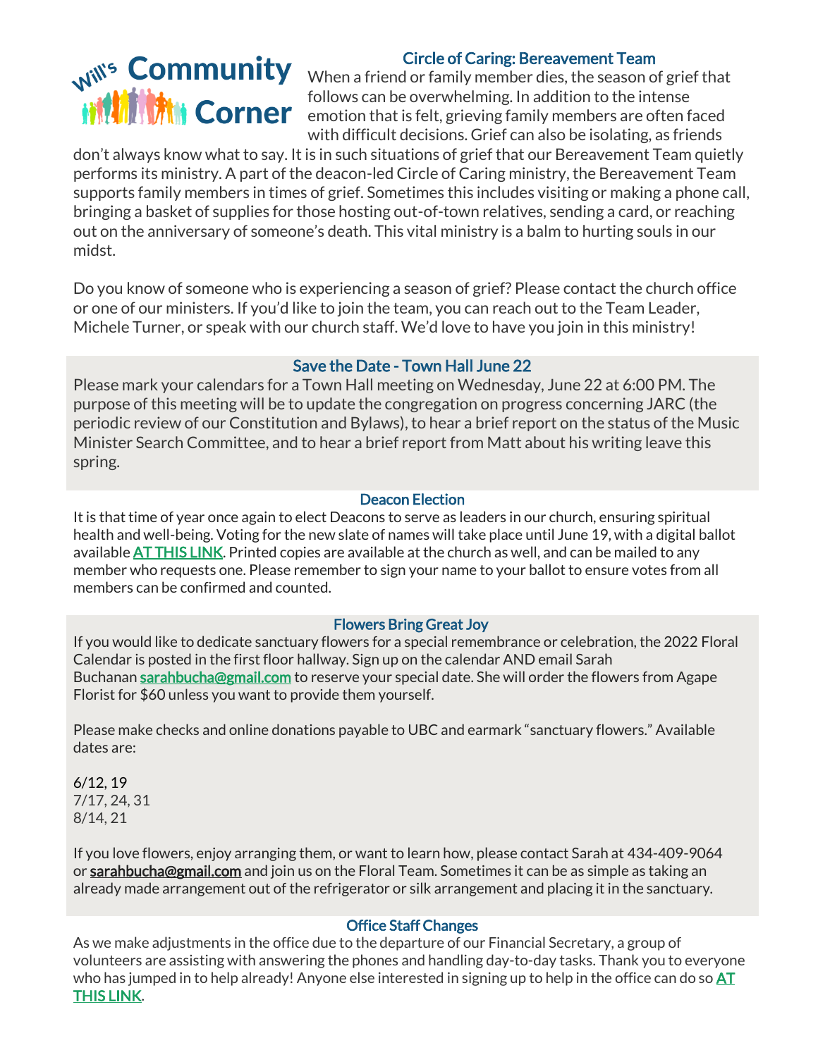# Will's Community Corner

## Circle of Caring: Bereavement Team

When a friend or family member dies, the season of grief that follows can be overwhelming. In addition to the intense emotion that is felt, grieving family members are often faced with difficult decisions. Grief can also be isolating, as friends don't always know what to say. It is in such situations of grief that our Bereavement Team quietly performs its ministry. A part of the deacon-led Circle of Caring ministry, the Bereavement Team supports family members in times of grief. Sometimes this includes visiting or making a phone call, bringing a basket of supplies for those hosting out-of-town relatives, sending a card, or reaching out on the anniversary of someone's death. This vital ministry is a balm to hurting souls in our midst.

Do you know of someone who is experiencing a season of grief? Please contact the church office or one of our ministers. If you'd like to join the team, you can reach out to the Team Leader, Michele Turner, or speak with our church staff. We'd love to have you join in this ministry!

## Save the Date - Town Hall June 22

Please mark your calendars for a Town Hall meeting on Wednesday, June 22 at 6:00 PM. The purpose of this meeting will be to update the congregation on progress concerning JARC (the periodic review of our Constitution and Bylaws), to hear a brief report on the status of the Music Minister Search Committee, and to hear a brief report from Matt about his writing leave this spring.

## Deacon Election

It is that time of year once again to elect Deacons to serve as leaders in our church, ensuring spiritual health and well-being. Voting for the new slate of names will take place until June 19, with a digital ballot available **AT THIS LINK**. Printed copies are available at the church as well, and can be mailed to any member who requests one. Please remember to sign your name to your ballot to ensure votes from all members can be confirmed and counted.

## Flowers Bring Great Joy

If you would like to dedicate sanctuary flowers for a special remembrance or celebration, the 2022 Floral Calendar is posted in the first floor hallway. Sign up on the calendar AND email Sarah Buchanan **sarahbucha@gmail.com** to reserve your special date. She will order the flowers from Agape Florist for $60 unless you want to provide them yourself.

Please make checks and online donations payable to UBC and earmark "sanctuary flowers." Available dates are:

6/12, 19
7/17, 24, 31
8/14, 21

If you love flowers, enjoy arranging them, or want to learn how, please contact Sarah at 434-409-9064 or sarahbucha@gmail.com and join us on the Floral Team. Sometimes it can be as simple as taking an already made arrangement out of the refrigerator or silk arrangement and placing it in the sanctuary.

## Office Staff Changes

As we make adjustments in the office due to the departure of our Financial Secretary, a group of volunteers are assisting with answering the phones and handling day-to-day tasks. Thank you to everyone who has jumped in to help already! Anyone else interested in signing up to help in the office can do so **AT THIS LINK**.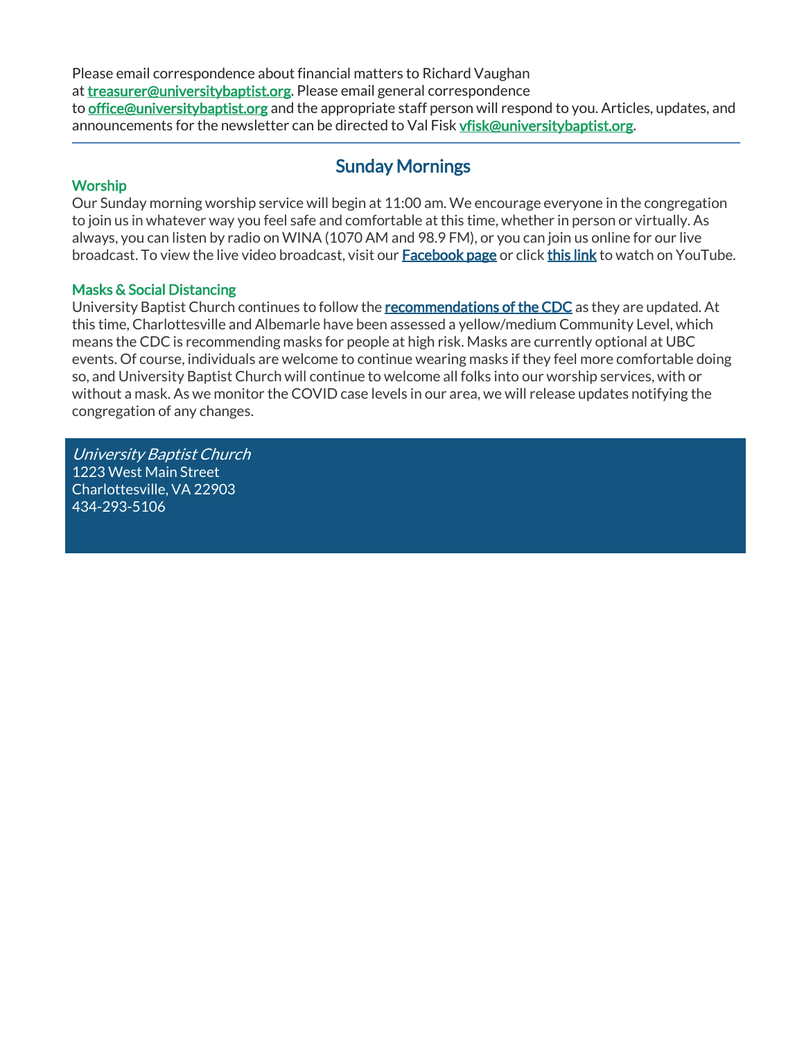Please email correspondence about financial matters to Richard Vaughan at **treasurer@universitybaptist.org**. Please email general correspondence to **office@universitybaptist.org** and the appropriate staff person will respond to you. Articles, updates, and announcements for the newsletter can be directed to Val Fisk **vfisk@universitybaptist.org**.

---

## Sunday Mornings

### Worship

Our Sunday morning worship service will begin at 11:00 am. We encourage everyone in the congregation to join us in whatever way you feel safe and comfortable at this time, whether in person or virtually. As always, you can listen by radio on WINA (1070 AM and 98.9 FM), or you can join us online for our live broadcast. To view the live video broadcast, visit our **Facebook page** or click **this link** to watch on YouTube.

### Masks & Social Distancing

University Baptist Church continues to follow the **recommendations of the CDC** as they are updated. At this time, Charlottesville and Albemarle have been assessed a yellow/medium Community Level, which means the CDC is recommending masks for people at high risk. Masks are currently optional at UBC events. Of course, individuals are welcome to continue wearing masks if they feel more comfortable doing so, and University Baptist Church will continue to welcome all folks into our worship services, with or without a mask. As we monitor the COVID case levels in our area, we will release updates notifying the congregation of any changes.

*University Baptist Church*
1223 West Main Street
Charlottesville, VA 22903
434-293-5106